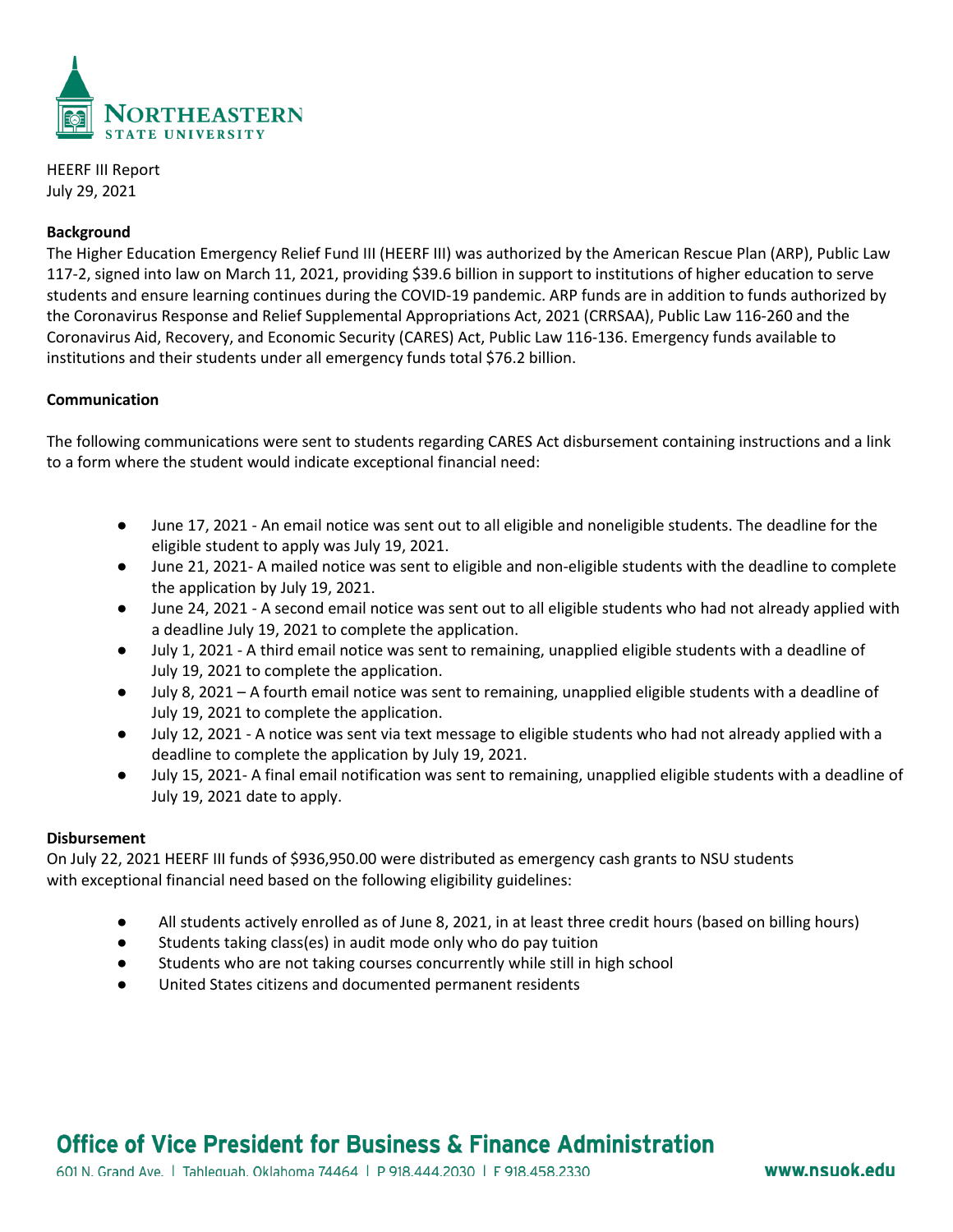HEERF III Report
July 29, 2021

**Background**

The Higher Education Emergency Relief Fund III (HEERF III) was authorized by the American Rescue Plan (ARP), Public Law 117-2, signed into law on March 11, 2021, providing $39.6 billion in support to institutions of higher education to serve students and ensure learning continues during the COVID-19 pandemic. ARP funds are in addition to funds authorized by the Coronavirus Response and Relief Supplemental Appropriations Act, 2021 (CRRSAA), Public Law 116-260 and the Coronavirus Aid, Recovery, and Economic Security (CARES) Act, Public Law 116-136. Emergency funds available to institutions and their students under all emergency funds total $76.2 billion.

**Communication**

The following communications were sent to students regarding CARES Act disbursement containing instructions and a link to a form where the student would indicate exceptional financial need:

- June 17, 2021 - An email notice was sent out to all eligible and noneligible students. The deadline for the eligible student to apply was July 19, 2021.
- June 21, 2021- A mailed notice was sent to eligible and non-eligible students with the deadline to complete the application by July 19, 2021.
- June 24, 2021 - A second email notice was sent out to all eligible students who had not already applied with a deadline July 19, 2021 to complete the application.
- July 1, 2021 - A third email notice was sent to remaining, unapplied eligible students with a deadline of July 19, 2021 to complete the application.
- July 8, 2021 – A fourth email notice was sent to remaining, unapplied eligible students with a deadline of July 19, 2021 to complete the application.
- July 12, 2021 - A notice was sent via text message to eligible students who had not already applied with a deadline to complete the application by July 19, 2021.
- July 15, 2021- A final email notification was sent to remaining, unapplied eligible students with a deadline of July 19, 2021 date to apply.

**Disbursement**

On July 22, 2021 HEERF III funds of $936,950.00 were distributed as emergency cash grants to NSU students with exceptional financial need based on the following eligibility guidelines:

- All students actively enrolled as of June 8, 2021, in at least three credit hours (based on billing hours)
- Students taking class(es) in audit mode only who do pay tuition
- Students who are not taking courses concurrently while still in high school
- United States citizens and documented permanent residents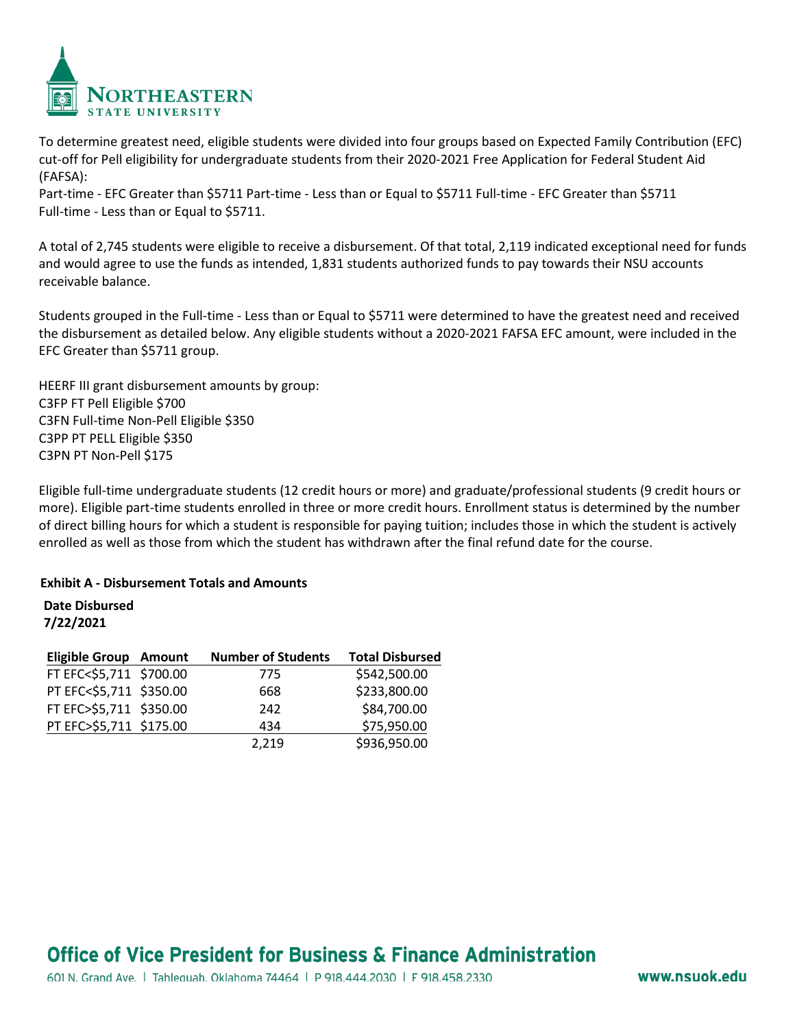To determine greatest need, eligible students were divided into four groups based on Expected Family Contribution (EFC) cut-off for Pell eligibility for undergraduate students from their 2020-2021 Free Application for Federal Student Aid (FAFSA):
Part-time - EFC Greater than $5711 Part-time - Less than or Equal to $5711 Full-time - EFC Greater than $5711
Full-time - Less than or Equal to $5711.

A total of 2,745 students were eligible to receive a disbursement. Of that total, 2,119 indicated exceptional need for funds and would agree to use the funds as intended, 1,831 students authorized funds to pay towards their NSU accounts receivable balance.

Students grouped in the Full-time - Less than or Equal to $5711 were determined to have the greatest need and received the disbursement as detailed below. Any eligible students without a 2020-2021 FAFSA EFC amount, were included in the EFC Greater than $5711 group.

HEERF III grant disbursement amounts by group:
C3FP FT Pell Eligible $700
C3FN Full-time Non-Pell Eligible $350
C3PP PT PELL Eligible $350
C3PN PT Non-Pell $175

Eligible full-time undergraduate students (12 credit hours or more) and graduate/professional students (9 credit hours or more). Eligible part-time students enrolled in three or more credit hours. Enrollment status is determined by the number of direct billing hours for which a student is responsible for paying tuition; includes those in which the student is actively enrolled as well as those from which the student has withdrawn after the final refund date for the course.

**Exhibit A - Disbursement Totals and Amounts**

**Date Disbursed**
**7/22/2021**

| Eligible Group | Amount | Number of Students | Total Disbursed |
|---|---|---|---|
| FT EFC<$5,711 | $700.00 | 775 | $542,500.00 |
| PT EFC<$5,711 | $350.00 | 668 | $233,800.00 |
| FT EFC>$5,711 | $350.00 | 242 | $84,700.00 |
| PT EFC>$5,711 | $175.00 | 434 | $75,950.00 |
| | | 2,219 | $936,950.00 |